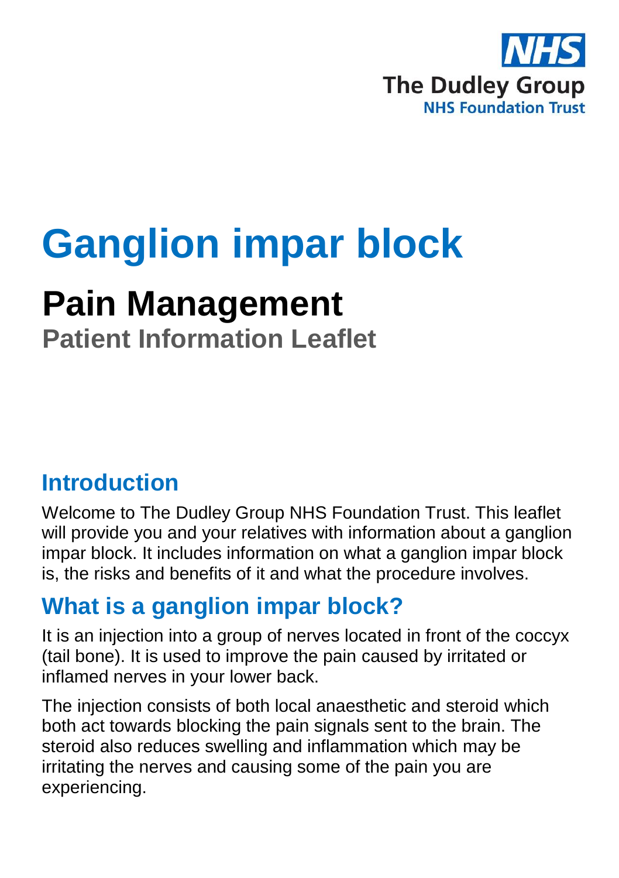NHS
The Dudley Group
NHS Foundation Trust

# Ganglion impar block

## Pain Management

### Patient Information Leaflet

## Introduction

Welcome to The Dudley Group NHS Foundation Trust. This leaflet will provide you and your relatives with information about a ganglion impar block. It includes information on what a ganglion impar block is, the risks and benefits of it and what the procedure involves.

## What is a ganglion impar block?

It is an injection into a group of nerves located in front of the coccyx (tail bone). It is used to improve the pain caused by irritated or inflamed nerves in your lower back.

The injection consists of both local anaesthetic and steroid which both act towards blocking the pain signals sent to the brain. The steroid also reduces swelling and inflammation which may be irritating the nerves and causing some of the pain you are experiencing.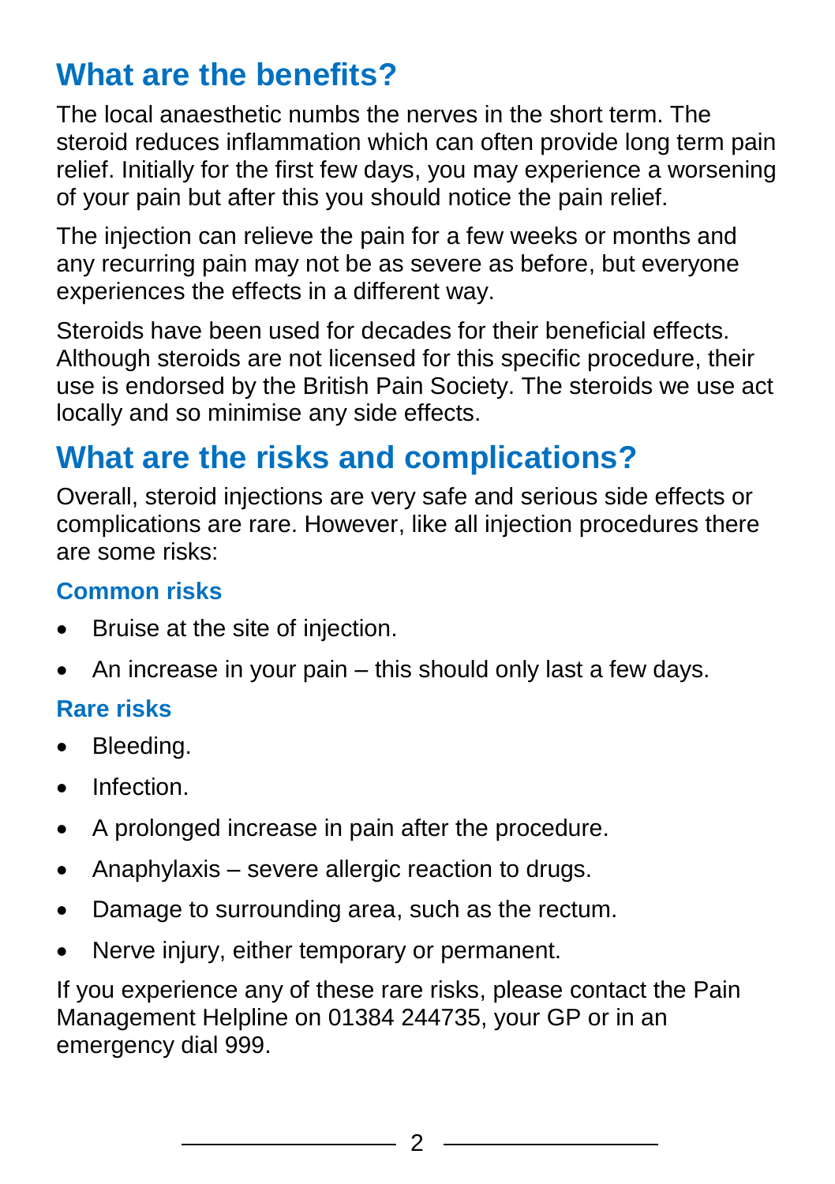## What are the benefits?

The local anaesthetic numbs the nerves in the short term. The steroid reduces inflammation which can often provide long term pain relief. Initially for the first few days, you may experience a worsening of your pain but after this you should notice the pain relief.

The injection can relieve the pain for a few weeks or months and any recurring pain may not be as severe as before, but everyone experiences the effects in a different way.

Steroids have been used for decades for their beneficial effects. Although steroids are not licensed for this specific procedure, their use is endorsed by the British Pain Society. The steroids we use act locally and so minimise any side effects.

## What are the risks and complications?

Overall, steroid injections are very safe and serious side effects or complications are rare. However, like all injection procedures there are some risks:

### Common risks

- Bruise at the site of injection.
- An increase in your pain – this should only last a few days.

### Rare risks

- Bleeding.
- Infection.
- A prolonged increase in pain after the procedure.
- Anaphylaxis – severe allergic reaction to drugs.
- Damage to surrounding area, such as the rectum.
- Nerve injury, either temporary or permanent.

If you experience any of these rare risks, please contact the Pain Management Helpline on 01384 244735, your GP or in an emergency dial 999.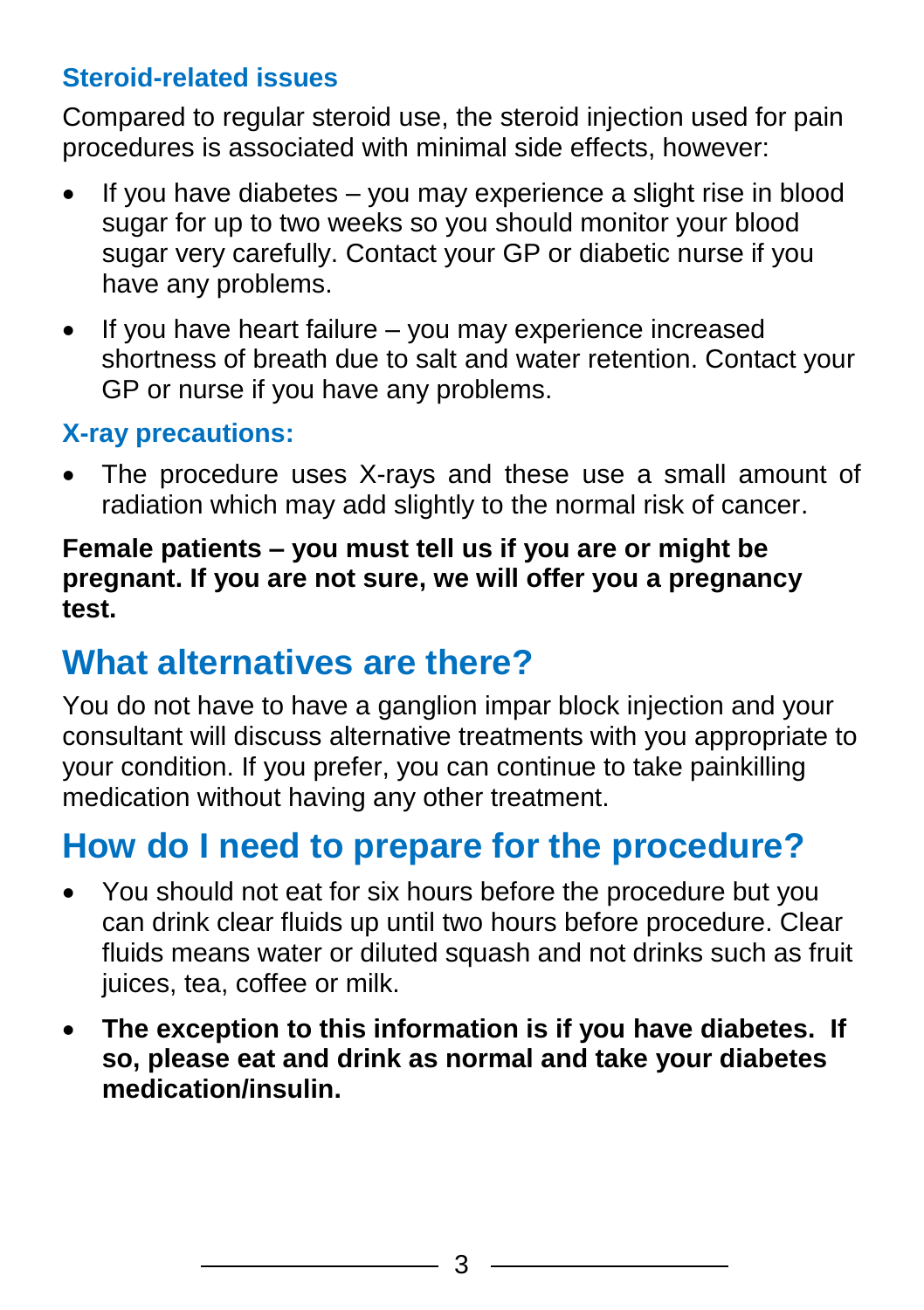### Steroid-related issues

Compared to regular steroid use, the steroid injection used for pain procedures is associated with minimal side effects, however:

- If you have diabetes – you may experience a slight rise in blood sugar for up to two weeks so you should monitor your blood sugar very carefully. Contact your GP or diabetic nurse if you have any problems.
- If you have heart failure – you may experience increased shortness of breath due to salt and water retention. Contact your GP or nurse if you have any problems.

### X-ray precautions:

- The procedure uses X-rays and these use a small amount of radiation which may add slightly to the normal risk of cancer.

**Female patients – you must tell us if you are or might be pregnant. If you are not sure, we will offer you a pregnancy test.**

## What alternatives are there?

You do not have to have a ganglion impar block injection and your consultant will discuss alternative treatments with you appropriate to your condition. If you prefer, you can continue to take painkilling medication without having any other treatment.

## How do I need to prepare for the procedure?

- You should not eat for six hours before the procedure but you can drink clear fluids up until two hours before procedure. Clear fluids means water or diluted squash and not drinks such as fruit juices, tea, coffee or milk.
- **The exception to this information is if you have diabetes. If so, please eat and drink as normal and take your diabetes medication/insulin.**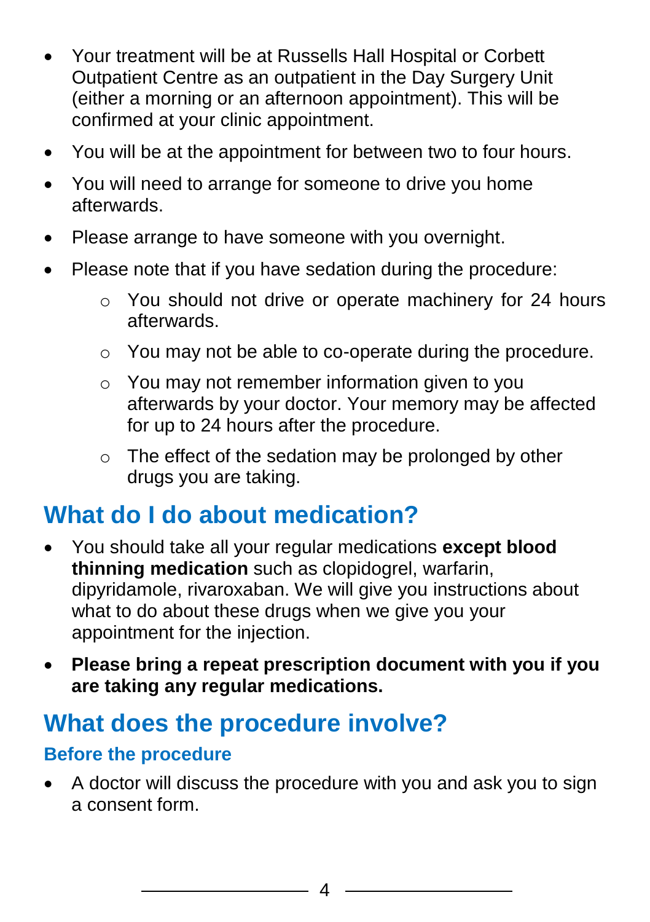- Your treatment will be at Russells Hall Hospital or Corbett Outpatient Centre as an outpatient in the Day Surgery Unit (either a morning or an afternoon appointment). This will be confirmed at your clinic appointment.
- You will be at the appointment for between two to four hours.
- You will need to arrange for someone to drive you home afterwards.
- Please arrange to have someone with you overnight.
- Please note that if you have sedation during the procedure:
  - You should not drive or operate machinery for 24 hours afterwards.
  - You may not be able to co-operate during the procedure.
  - You may not remember information given to you afterwards by your doctor. Your memory may be affected for up to 24 hours after the procedure.
  - The effect of the sedation may be prolonged by other drugs you are taking.

## What do I do about medication?

- You should take all your regular medications **except blood thinning medication** such as clopidogrel, warfarin, dipyridamole, rivaroxaban. We will give you instructions about what to do about these drugs when we give you your appointment for the injection.
- **Please bring a repeat prescription document with you if you are taking any regular medications.**

## What does the procedure involve?

### Before the procedure

- A doctor will discuss the procedure with you and ask you to sign a consent form.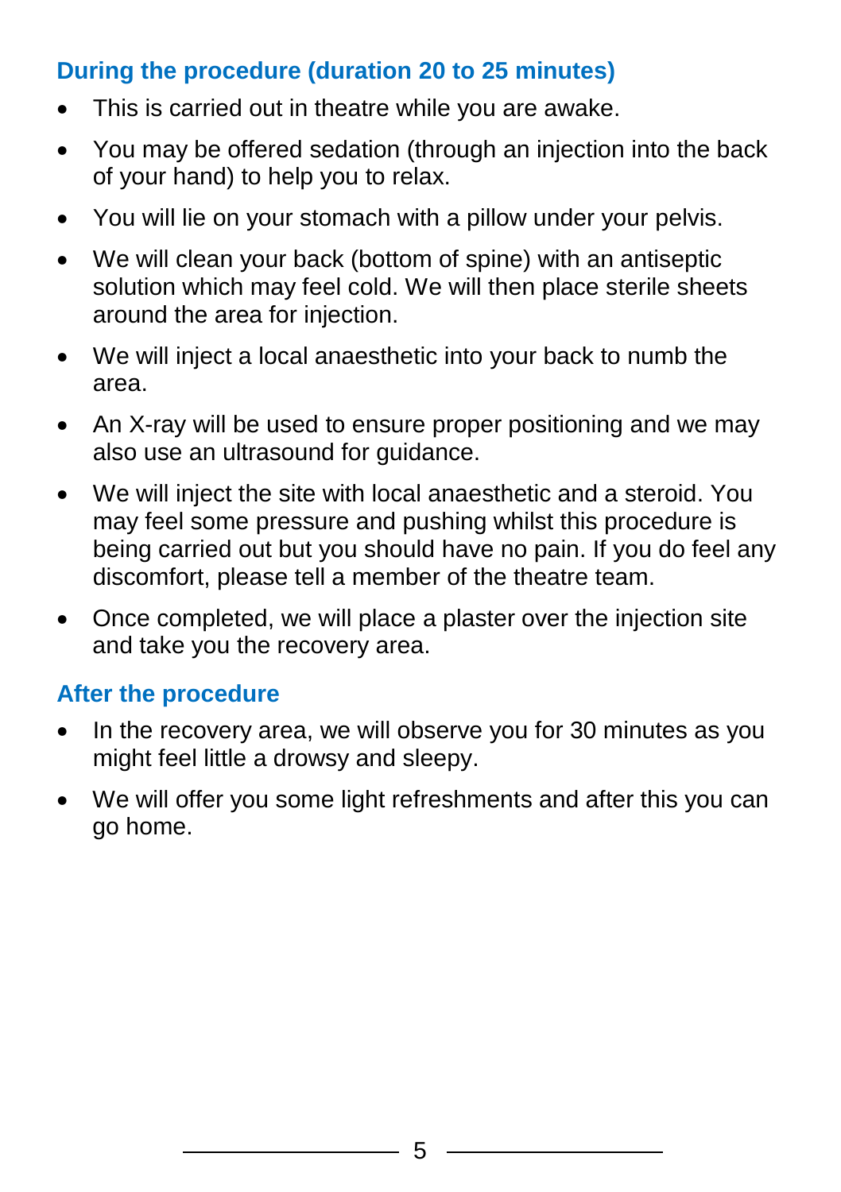## During the procedure (duration 20 to 25 minutes)

- This is carried out in theatre while you are awake.
- You may be offered sedation (through an injection into the back of your hand) to help you to relax.
- You will lie on your stomach with a pillow under your pelvis.
- We will clean your back (bottom of spine) with an antiseptic solution which may feel cold. We will then place sterile sheets around the area for injection.
- We will inject a local anaesthetic into your back to numb the area.
- An X-ray will be used to ensure proper positioning and we may also use an ultrasound for guidance.
- We will inject the site with local anaesthetic and a steroid. You may feel some pressure and pushing whilst this procedure is being carried out but you should have no pain. If you do feel any discomfort, please tell a member of the theatre team.
- Once completed, we will place a plaster over the injection site and take you the recovery area.

## After the procedure

- In the recovery area, we will observe you for 30 minutes as you might feel little a drowsy and sleepy.
- We will offer you some light refreshments and after this you can go home.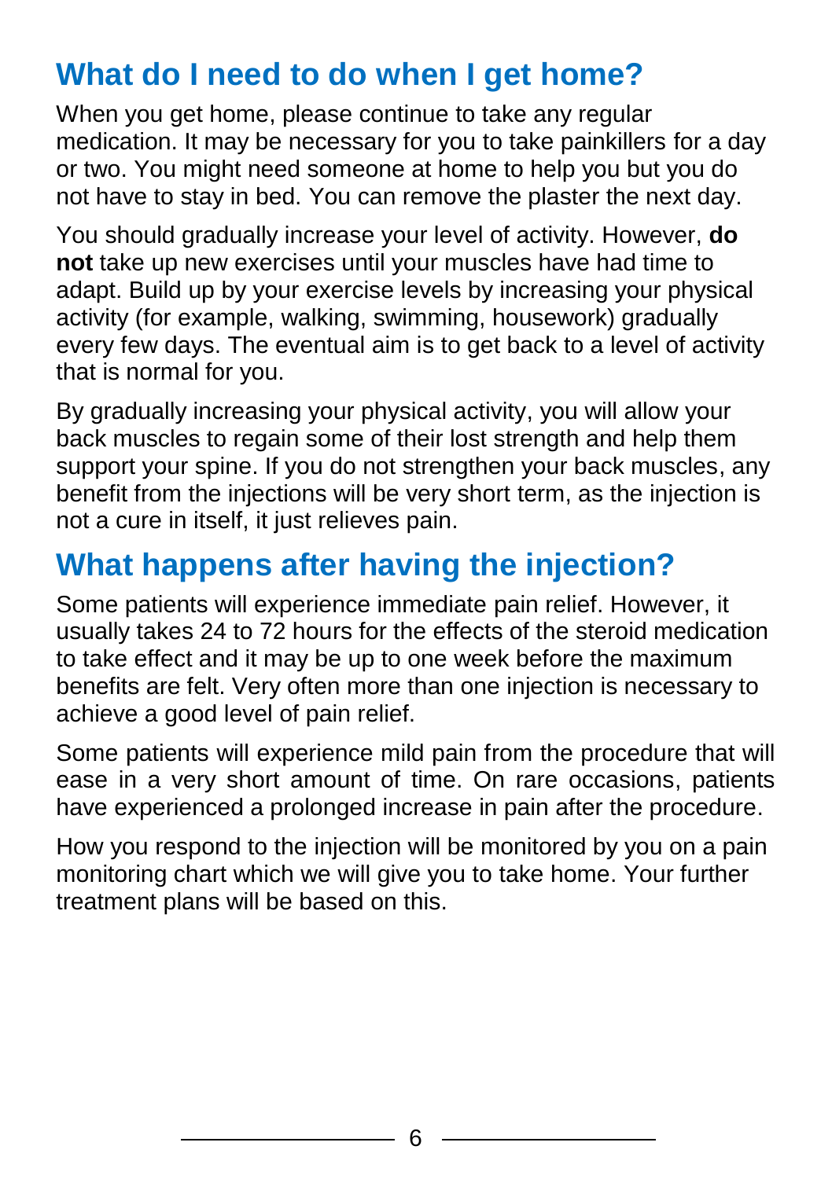## What do I need to do when I get home?

When you get home, please continue to take any regular medication. It may be necessary for you to take painkillers for a day or two. You might need someone at home to help you but you do not have to stay in bed. You can remove the plaster the next day.

You should gradually increase your level of activity. However, **do not** take up new exercises until your muscles have had time to adapt. Build up by your exercise levels by increasing your physical activity (for example, walking, swimming, housework) gradually every few days. The eventual aim is to get back to a level of activity that is normal for you.

By gradually increasing your physical activity, you will allow your back muscles to regain some of their lost strength and help them support your spine. If you do not strengthen your back muscles, any benefit from the injections will be very short term, as the injection is not a cure in itself, it just relieves pain.

## What happens after having the injection?

Some patients will experience immediate pain relief. However, it usually takes 24 to 72 hours for the effects of the steroid medication to take effect and it may be up to one week before the maximum benefits are felt. Very often more than one injection is necessary to achieve a good level of pain relief.

Some patients will experience mild pain from the procedure that will ease in a very short amount of time. On rare occasions, patients have experienced a prolonged increase in pain after the procedure.

How you respond to the injection will be monitored by you on a pain monitoring chart which we will give you to take home. Your further treatment plans will be based on this.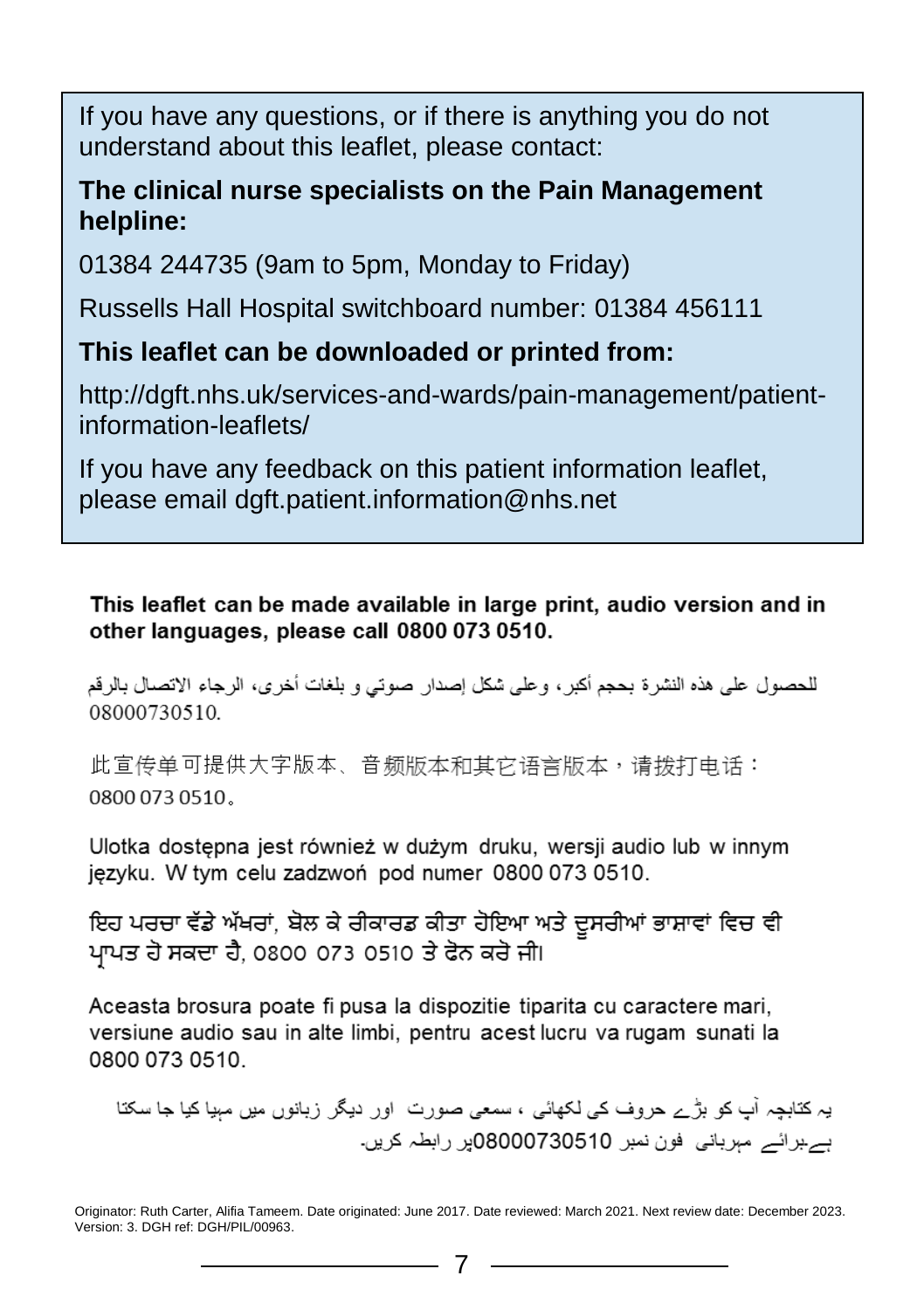If you have any questions, or if there is anything you do not understand about this leaflet, please contact:

**The clinical nurse specialists on the Pain Management helpline:**

01384 244735 (9am to 5pm, Monday to Friday)

Russells Hall Hospital switchboard number: 01384 456111

**This leaflet can be downloaded or printed from:**

http://dgft.nhs.uk/services-and-wards/pain-management/patient-information-leaflets/

If you have any feedback on this patient information leaflet, please email dgft.patient.information@nhs.net

**This leaflet can be made available in large print, audio version and in other languages, please call 0800 073 0510.**

للحصول على هذه النشرة بحجم أكبر، وعلى شكل إصدار صوتي و بلغات أخرى، الرجاء الاتصال بالرقم 08000730510.

此宣传单可提供大字版本、音频版本和其它语言版本，请拨打电话：0800 073 0510。

Ulotka dostępna jest również w dużym druku, wersji audio lub w innym języku. W tym celu zadzwoń pod numer 0800 073 0510.

ਇਹ ਪਰਚਾ ਵੱਡੇ ਅੱਖਰਾਂ, ਬੋਲ ਕੇ ਰੀਕਾਰਡ ਕੀਤਾ ਹੋਇਆ ਅਤੇ ਦੂਸਰੀਆਂ ਭਾਸ਼ਾਵਾਂ ਵਿਚ ਵੀ ਪ੍ਰਾਪਤ ਹੋ ਸਕਦਾ ਹੈ, 0800 073 0510 ਤੇ ਫੋਨ ਕਰੋ ਜੀ।

Aceasta brosura poate fi pusa la dispozitie tiparita cu caractere mari, versiune audio sau in alte limbi, pentru acest lucru va rugam sunati la 0800 073 0510.

یہ کتابچہ آپ کو بڑے حروف کی لکھائی ، سمعی صورت اور دیگر زبانوں میں مہیا کیا جا سکتا ہےبرائے مہربانی فون نمبر 08000730510پر رابطہ کریں۔

Originator: Ruth Carter, Alifia Tameem. Date originated: June 2017. Date reviewed: March 2021. Next review date: December 2023. Version: 3. DGH ref: DGH/PIL/00963.